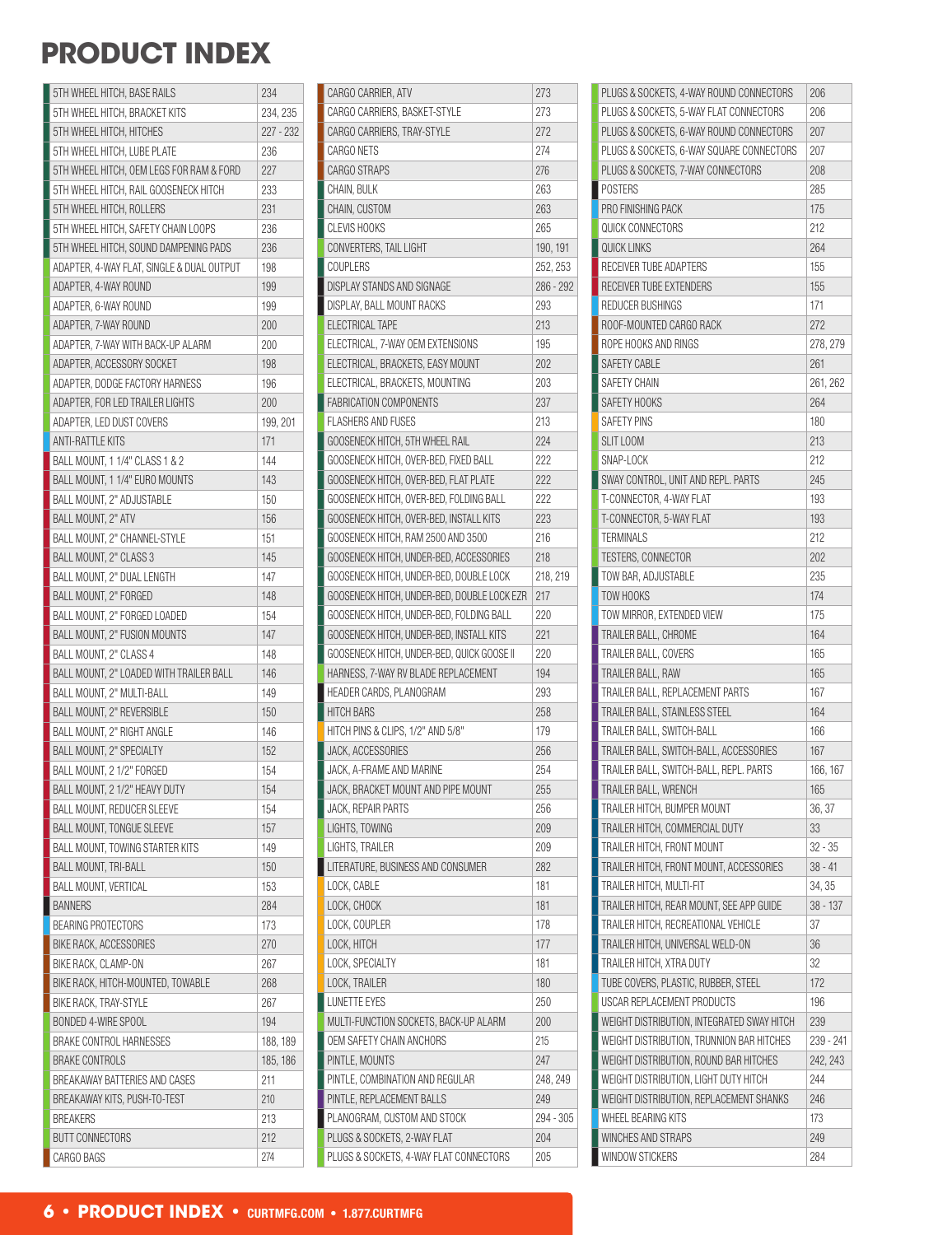# PRODUCT INDEX

| Product | Page |
|---|---|
| 5TH WHEEL HITCH, BASE RAILS | 234 |
| 5TH WHEEL HITCH, BRACKET KITS | 234, 235 |
| 5TH WHEEL HITCH, HITCHES | 227 - 232 |
| 5TH WHEEL HITCH, LUBE PLATE | 236 |
| 5TH WHEEL HITCH, OEM LEGS FOR RAM & FORD | 227 |
| 5TH WHEEL HITCH, RAIL GOOSENECK HITCH | 233 |
| 5TH WHEEL HITCH, ROLLERS | 231 |
| 5TH WHEEL HITCH, SAFETY CHAIN LOOPS | 236 |
| 5TH WHEEL HITCH, SOUND DAMPENING PADS | 236 |
| ADAPTER, 4-WAY FLAT, SINGLE & DUAL OUTPUT | 198 |
| ADAPTER, 4-WAY ROUND | 199 |
| ADAPTER, 6-WAY ROUND | 199 |
| ADAPTER, 7-WAY ROUND | 200 |
| ADAPTER, 7-WAY WITH BACK-UP ALARM | 200 |
| ADAPTER, ACCESSORY SOCKET | 198 |
| ADAPTER, DODGE FACTORY HARNESS | 196 |
| ADAPTER, FOR LED TRAILER LIGHTS | 200 |
| ADAPTER, LED DUST COVERS | 199, 201 |
| ANTI-RATTLE KITS | 171 |
| BALL MOUNT, 1 1/4" CLASS 1 & 2 | 144 |
| BALL MOUNT, 1 1/4" EURO MOUNTS | 143 |
| BALL MOUNT, 2" ADJUSTABLE | 150 |
| BALL MOUNT, 2" ATV | 156 |
| BALL MOUNT, 2" CHANNEL-STYLE | 151 |
| BALL MOUNT, 2" CLASS 3 | 145 |
| BALL MOUNT, 2" DUAL LENGTH | 147 |
| BALL MOUNT, 2" FORGED | 148 |
| BALL MOUNT, 2" FORGED LOADED | 154 |
| BALL MOUNT, 2" FUSION MOUNTS | 147 |
| BALL MOUNT, 2" CLASS 4 | 148 |
| BALL MOUNT, 2" LOADED WITH TRAILER BALL | 146 |
| BALL MOUNT, 2" MULTI-BALL | 149 |
| BALL MOUNT, 2" REVERSIBLE | 150 |
| BALL MOUNT, 2" RIGHT ANGLE | 146 |
| BALL MOUNT, 2" SPECIALTY | 152 |
| BALL MOUNT, 2 1/2" FORGED | 154 |
| BALL MOUNT, 2 1/2" HEAVY DUTY | 154 |
| BALL MOUNT, REDUCER SLEEVE | 154 |
| BALL MOUNT, TONGUE SLEEVE | 157 |
| BALL MOUNT, TOWING STARTER KITS | 149 |
| BALL MOUNT, TRI-BALL | 150 |
| BALL MOUNT, VERTICAL | 153 |
| BANNERS | 284 |
| BEARING PROTECTORS | 173 |
| BIKE RACK, ACCESSORIES | 270 |
| BIKE RACK, CLAMP-ON | 267 |
| BIKE RACK, HITCH-MOUNTED, TOWABLE | 268 |
| BIKE RACK, TRAY-STYLE | 267 |
| BONDED 4-WIRE SPOOL | 194 |
| BRAKE CONTROL HARNESSES | 188, 189 |
| BRAKE CONTROLS | 185, 186 |
| BREAKAWAY BATTERIES AND CASES | 211 |
| BREAKAWAY KITS, PUSH-TO-TEST | 210 |
| BREAKERS | 213 |
| BUTT CONNECTORS | 212 |
| CARGO BAGS | 274 |
| CARGO CARRIER, ATV | 273 |
| CARGO CARRIERS, BASKET-STYLE | 273 |
| CARGO CARRIERS, TRAY-STYLE | 272 |
| CARGO NETS | 274 |
| CARGO STRAPS | 276 |
| CHAIN, BULK | 263 |
| CHAIN, CUSTOM | 263 |
| CLEVIS HOOKS | 265 |
| CONVERTERS, TAIL LIGHT | 190, 191 |
| COUPLERS | 252, 253 |
| DISPLAY STANDS AND SIGNAGE | 286 - 292 |
| DISPLAY, BALL MOUNT RACKS | 293 |
| ELECTRICAL TAPE | 213 |
| ELECTRICAL, 7-WAY OEM EXTENSIONS | 195 |
| ELECTRICAL, BRACKETS, EASY MOUNT | 202 |
| ELECTRICAL, BRACKETS, MOUNTING | 203 |
| FABRICATION COMPONENTS | 237 |
| FLASHERS AND FUSES | 213 |
| GOOSENECK HITCH, 5TH WHEEL RAIL | 224 |
| GOOSENECK HITCH, OVER-BED, FIXED BALL | 222 |
| GOOSENECK HITCH, OVER-BED, FLAT PLATE | 222 |
| GOOSENECK HITCH, OVER-BED, FOLDING BALL | 222 |
| GOOSENECK HITCH, OVER-BED, INSTALL KITS | 223 |
| GOOSENECK HITCH, RAM 2500 AND 3500 | 216 |
| GOOSENECK HITCH, UNDER-BED, ACCESSORIES | 218 |
| GOOSENECK HITCH, UNDER-BED, DOUBLE LOCK | 218, 219 |
| GOOSENECK HITCH, UNDER-BED, DOUBLE LOCK EZR | 217 |
| GOOSENECK HITCH, UNDER-BED, FOLDING BALL | 220 |
| GOOSENECK HITCH, UNDER-BED, INSTALL KITS | 221 |
| GOOSENECK HITCH, UNDER-BED, QUICK GOOSE II | 220 |
| HARNESS, 7-WAY RV BLADE REPLACEMENT | 194 |
| HEADER CARDS, PLANOGRAM | 293 |
| HITCH BARS | 258 |
| HITCH PINS & CLIPS, 1/2" AND 5/8" | 179 |
| JACK, ACCESSORIES | 256 |
| JACK, A-FRAME AND MARINE | 254 |
| JACK, BRACKET MOUNT AND PIPE MOUNT | 255 |
| JACK, REPAIR PARTS | 256 |
| LIGHTS, TOWING | 209 |
| LIGHTS, TRAILER | 209 |
| LITERATURE, BUSINESS AND CONSUMER | 282 |
| LOCK, CABLE | 181 |
| LOCK, CHOCK | 181 |
| LOCK, COUPLER | 178 |
| LOCK, HITCH | 177 |
| LOCK, SPECIALTY | 181 |
| LOCK, TRAILER | 180 |
| LUNETTE EYES | 250 |
| MULTI-FUNCTION SOCKETS, BACK-UP ALARM | 200 |
| OEM SAFETY CHAIN ANCHORS | 215 |
| PINTLE, MOUNTS | 247 |
| PINTLE, COMBINATION AND REGULAR | 248, 249 |
| PINTLE, REPLACEMENT BALLS | 249 |
| PLANOGRAM, CUSTOM AND STOCK | 294 - 305 |
| PLUGS & SOCKETS, 2-WAY FLAT | 204 |
| PLUGS & SOCKETS, 4-WAY FLAT CONNECTORS | 205 |
| PLUGS & SOCKETS, 4-WAY ROUND CONNECTORS | 206 |
| PLUGS & SOCKETS, 5-WAY FLAT CONNECTORS | 206 |
| PLUGS & SOCKETS, 6-WAY ROUND CONNECTORS | 207 |
| PLUGS & SOCKETS, 6-WAY SQUARE CONNECTORS | 207 |
| PLUGS & SOCKETS, 7-WAY CONNECTORS | 208 |
| POSTERS | 285 |
| PRO FINISHING PACK | 175 |
| QUICK CONNECTORS | 212 |
| QUICK LINKS | 264 |
| RECEIVER TUBE ADAPTERS | 155 |
| RECEIVER TUBE EXTENDERS | 155 |
| REDUCER BUSHINGS | 171 |
| ROOF-MOUNTED CARGO RACK | 272 |
| ROPE HOOKS AND RINGS | 278, 279 |
| SAFETY CABLE | 261 |
| SAFETY CHAIN | 261, 262 |
| SAFETY HOOKS | 264 |
| SAFETY PINS | 180 |
| SLIT LOOM | 213 |
| SNAP-LOCK | 212 |
| SWAY CONTROL, UNIT AND REPL. PARTS | 245 |
| T-CONNECTOR, 4-WAY FLAT | 193 |
| T-CONNECTOR, 5-WAY FLAT | 193 |
| TERMINALS | 212 |
| TESTERS, CONNECTOR | 202 |
| TOW BAR, ADJUSTABLE | 235 |
| TOW HOOKS | 174 |
| TOW MIRROR, EXTENDED VIEW | 175 |
| TRAILER BALL, CHROME | 164 |
| TRAILER BALL, COVERS | 165 |
| TRAILER BALL, RAW | 165 |
| TRAILER BALL, REPLACEMENT PARTS | 167 |
| TRAILER BALL, STAINLESS STEEL | 164 |
| TRAILER BALL, SWITCH-BALL | 166 |
| TRAILER BALL, SWITCH-BALL, ACCESSORIES | 167 |
| TRAILER BALL, SWITCH-BALL, REPL. PARTS | 166, 167 |
| TRAILER BALL, WRENCH | 165 |
| TRAILER HITCH, BUMPER MOUNT | 36, 37 |
| TRAILER HITCH, COMMERCIAL DUTY | 33 |
| TRAILER HITCH, FRONT MOUNT | 32 - 35 |
| TRAILER HITCH, FRONT MOUNT, ACCESSORIES | 38 - 41 |
| TRAILER HITCH, MULTI-FIT | 34, 35 |
| TRAILER HITCH, REAR MOUNT, SEE APP GUIDE | 38 - 137 |
| TRAILER HITCH, RECREATIONAL VEHICLE | 37 |
| TRAILER HITCH, UNIVERSAL WELD-ON | 36 |
| TRAILER HITCH, XTRA DUTY | 32 |
| TUBE COVERS, PLASTIC, RUBBER, STEEL | 172 |
| USCAR REPLACEMENT PRODUCTS | 196 |
| WEIGHT DISTRIBUTION, INTEGRATED SWAY HITCH | 239 |
| WEIGHT DISTRIBUTION, TRUNNION BAR HITCHES | 239 - 241 |
| WEIGHT DISTRIBUTION, ROUND BAR HITCHES | 242, 243 |
| WEIGHT DISTRIBUTION, LIGHT DUTY HITCH | 244 |
| WEIGHT DISTRIBUTION, REPLACEMENT SHANKS | 246 |
| WHEEL BEARING KITS | 173 |
| WINCHES AND STRAPS | 249 |
| WINDOW STICKERS | 284 |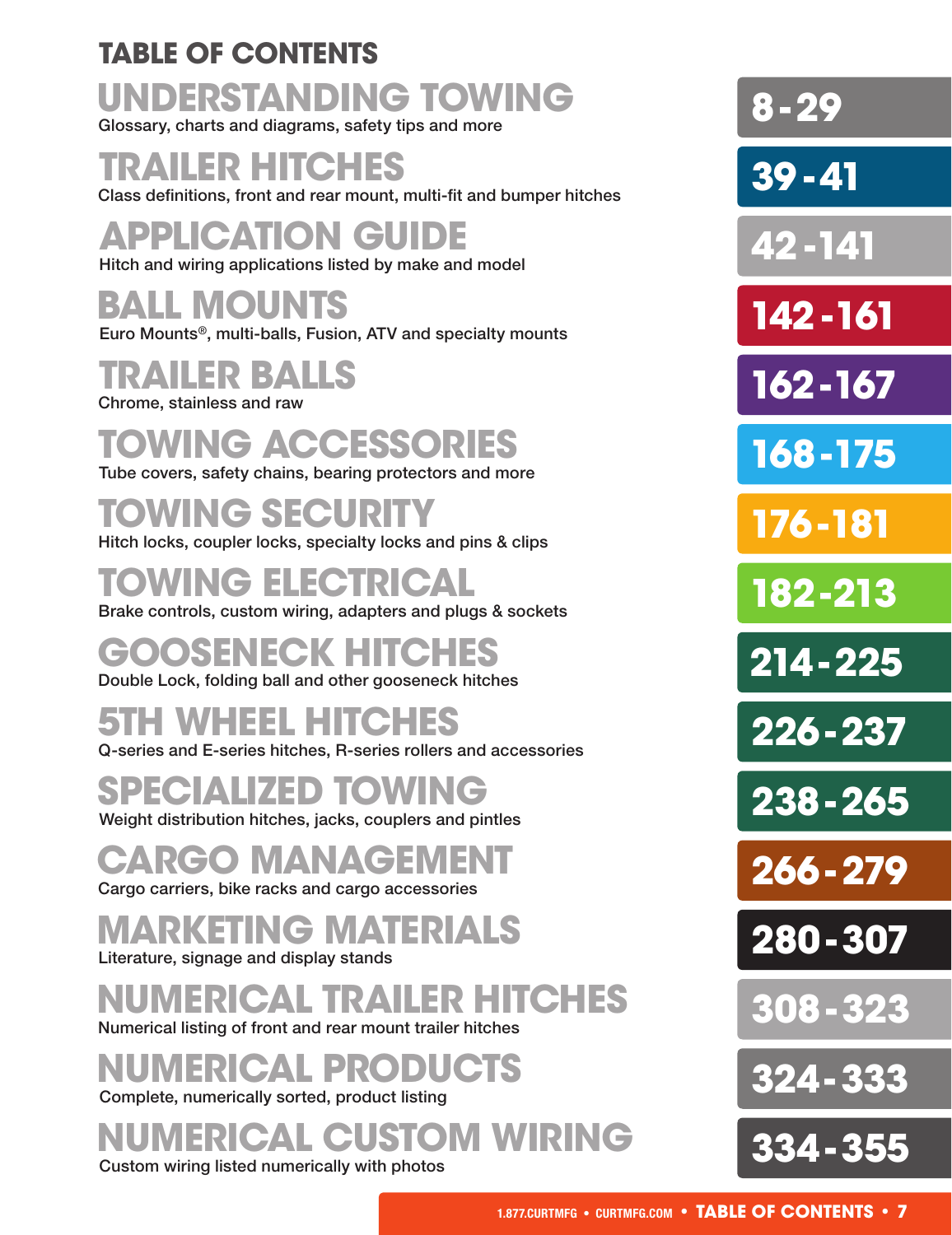# TABLE OF CONTENTS

## UNDERSTANDING TOWING
Glossary, charts and diagrams, safety tips and more

**8-29**

## TRAILER HITCHES
Class definitions, front and rear mount, multi-fit and bumper hitches

**39-41**

## APPLICATION GUIDE
Hitch and wiring applications listed by make and model

**42-141**

## BALL MOUNTS
Euro Mounts®, multi-balls, Fusion, ATV and specialty mounts

**142-161**

## TRAILER BALLS
Chrome, stainless and raw

**162-167**

## TOWING ACCESSORIES
Tube covers, safety chains, bearing protectors and more

**168-175**

## TOWING SECURITY
Hitch locks, coupler locks, specialty locks and pins & clips

**176-181**

## TOWING ELECTRICAL
Brake controls, custom wiring, adapters and plugs & sockets

**182-213**

## GOOSENECK HITCHES
Double Lock, folding ball and other gooseneck hitches

**214-225**

## 5TH WHEEL HITCHES
Q-series and E-series hitches, R-series rollers and accessories

**226-237**

## SPECIALIZED TOWING
Weight distribution hitches, jacks, couplers and pintles

**238-265**

## CARGO MANAGEMENT
Cargo carriers, bike racks and cargo accessories

**266-279**

## MARKETING MATERIALS
Literature, signage and display stands

**280-307**

## NUMERICAL TRAILER HITCHES
Numerical listing of front and rear mount trailer hitches

**308-323**

## NUMERICAL PRODUCTS
Complete, numerically sorted, product listing

**324-333**

## NUMERICAL CUSTOM WIRING
Custom wiring listed numerically with photos

**334-355**